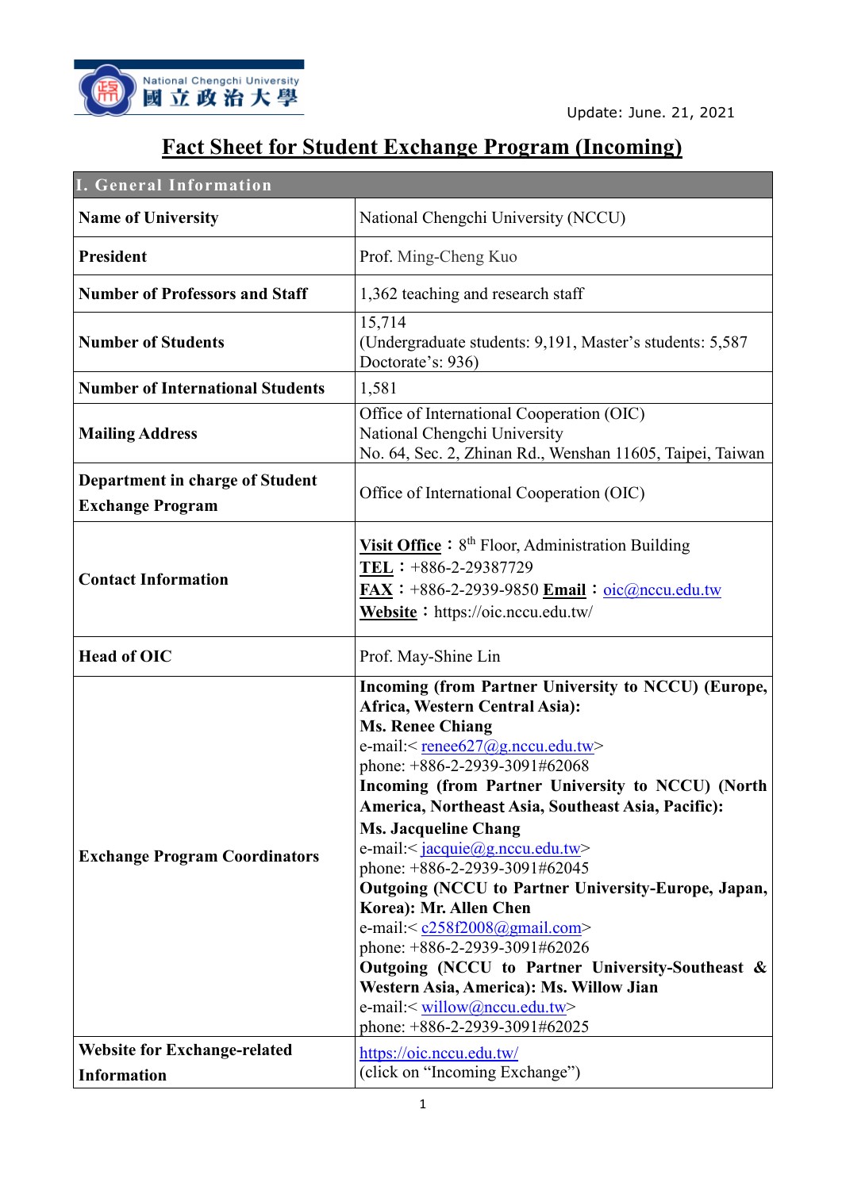National Chengchi University 國立政治大學

Update: June. 21, 2021

# Fact Sheet for Student Exchange Program (Incoming)

| I. General Information | |
|---|---|
| **Name of University** | National Chengchi University (NCCU) |
| **President** | Prof. Ming-Cheng Kuo |
| **Number of Professors and Staff** | 1,362 teaching and research staff |
| **Number of Students** | 15,714<br>(Undergraduate students: 9,191, Master's students: 5,587 Doctorate's: 936) |
| **Number of International Students** | 1,581 |
| **Mailing Address** | Office of International Cooperation (OIC)<br>National Chengchi University<br>No. 64, Sec. 2, Zhinan Rd., Wenshan 11605, Taipei, Taiwan |
| **Department in charge of Student Exchange Program** | Office of International Cooperation (OIC) |
| **Contact Information** | **Visit Office**：8th Floor, Administration Building<br>**TEL**：+886-2-29387729<br>**FAX**：+886-2-2939-9850 **Email**：oic@nccu.edu.tw<br>**Website**：https://oic.nccu.edu.tw/ |
| **Head of OIC** | Prof. May-Shine Lin |
| **Exchange Program Coordinators** | **Incoming (from Partner University to NCCU) (Europe, Africa, Western Central Asia):**<br>**Ms. Renee Chiang**<br>e-mail:< renee627@g.nccu.edu.tw><br>phone: +886-2-2939-3091#62068<br>**Incoming (from Partner University to NCCU) (North America, Northeast Asia, Southeast Asia, Pacific):**<br>**Ms. Jacqueline Chang**<br>e-mail:< jacquie@g.nccu.edu.tw><br>phone: +886-2-2939-3091#62045<br>**Outgoing (NCCU to Partner University-Europe, Japan, Korea): Mr. Allen Chen**<br>e-mail:< c258f2008@gmail.com><br>phone: +886-2-2939-3091#62026<br>**Outgoing (NCCU to Partner University-Southeast & Western Asia, America): Ms. Willow Jian**<br>e-mail:< willow@nccu.edu.tw><br>phone: +886-2-2939-3091#62025 |
| **Website for Exchange-related Information** | https://oic.nccu.edu.tw/<br>(click on "Incoming Exchange") |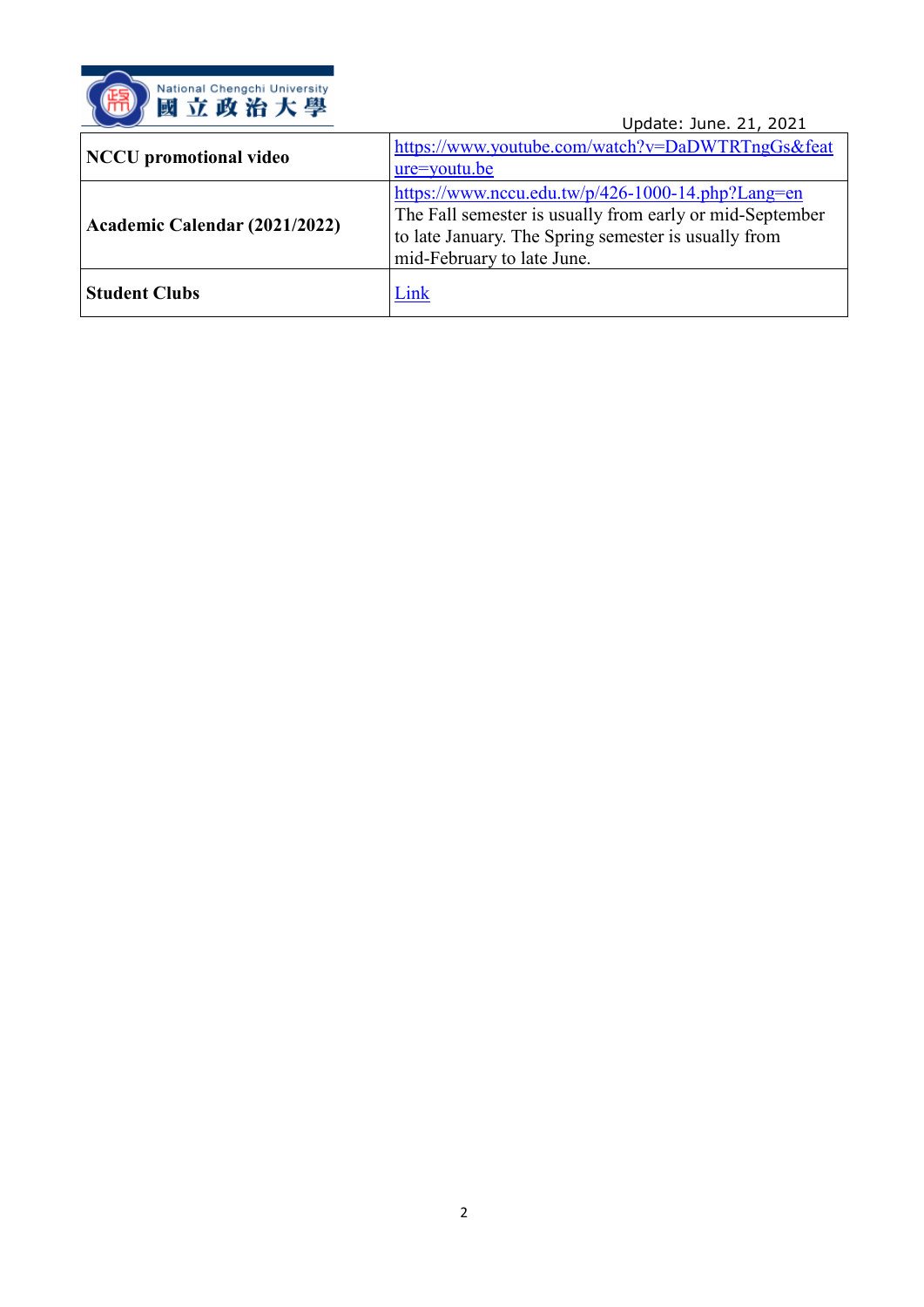Update: June. 21, 2021

| | |
|---|---|
| **NCCU promotional video** | https://www.youtube.com/watch?v=DaDWTRTngGs&feature=youtu.be |
| **Academic Calendar (2021/2022)** | https://www.nccu.edu.tw/p/426-1000-14.php?Lang=en<br>The Fall semester is usually from early or mid-September to late January. The Spring semester is usually from mid-February to late June. |
| **Student Clubs** | Link |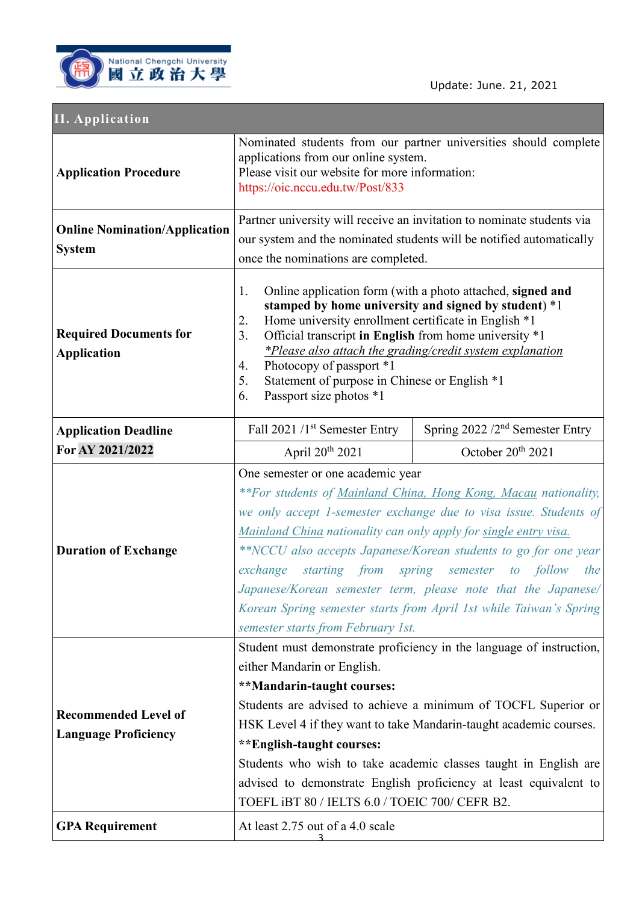Update: June. 21, 2021

## II. Application

| | | |
|---|---|---|
| **Application Procedure** | Nominated students from our partner universities should complete applications from our online system.<br>Please visit our website for more information:<br>https://oic.nccu.edu.tw/Post/833 | |
| **Online Nomination/Application System** | Partner university will receive an invitation to nominate students via our system and the nominated students will be notified automatically once the nominations are completed. | |
| **Required Documents for Application** | 1. Online application form (with a photo attached, **signed and stamped by home university and signed by student**) *1<br>2. Home university enrollment certificate in English *1<br>3. Official transcript **in English** from home university *1<br>*Please also attach the grading/credit system explanation*<br>4. Photocopy of passport *1<br>5. Statement of purpose in Chinese or English *1<br>6. Passport size photos *1 | |
| **Application Deadline For AY 2021/2022** | Fall 2021 /1st Semester Entry | Spring 2022 /2nd Semester Entry |
| | April 20th 2021 | October 20th 2021 |
| **Duration of Exchange** | One semester or one academic year<br>*\*\*For students of Mainland China, Hong Kong, Macau nationality, we only accept 1-semester exchange due to visa issue. Students of Mainland China nationality can only apply for single entry visa.*<br>*\*\*NCCU also accepts Japanese/Korean students to go for one year exchange starting from spring semester to follow the Japanese/Korean semester term, please note that the Japanese/Korean Spring semester starts from April 1st while Taiwan's Spring semester starts from February 1st.* | |
| **Recommended Level of Language Proficiency** | Student must demonstrate proficiency in the language of instruction, either Mandarin or English.<br>**\*\*Mandarin-taught courses:**<br>Students are advised to achieve a minimum of TOCFL Superior or HSK Level 4 if they want to take Mandarin-taught academic courses.<br>**\*\*English-taught courses:**<br>Students who wish to take academic classes taught in English are advised to demonstrate English proficiency at least equivalent to TOEFL iBT 80 / IELTS 6.0 / TOEIC 700/ CEFR B2. | |
| **GPA Requirement** | At least 2.75 out of a 4.0 scale | |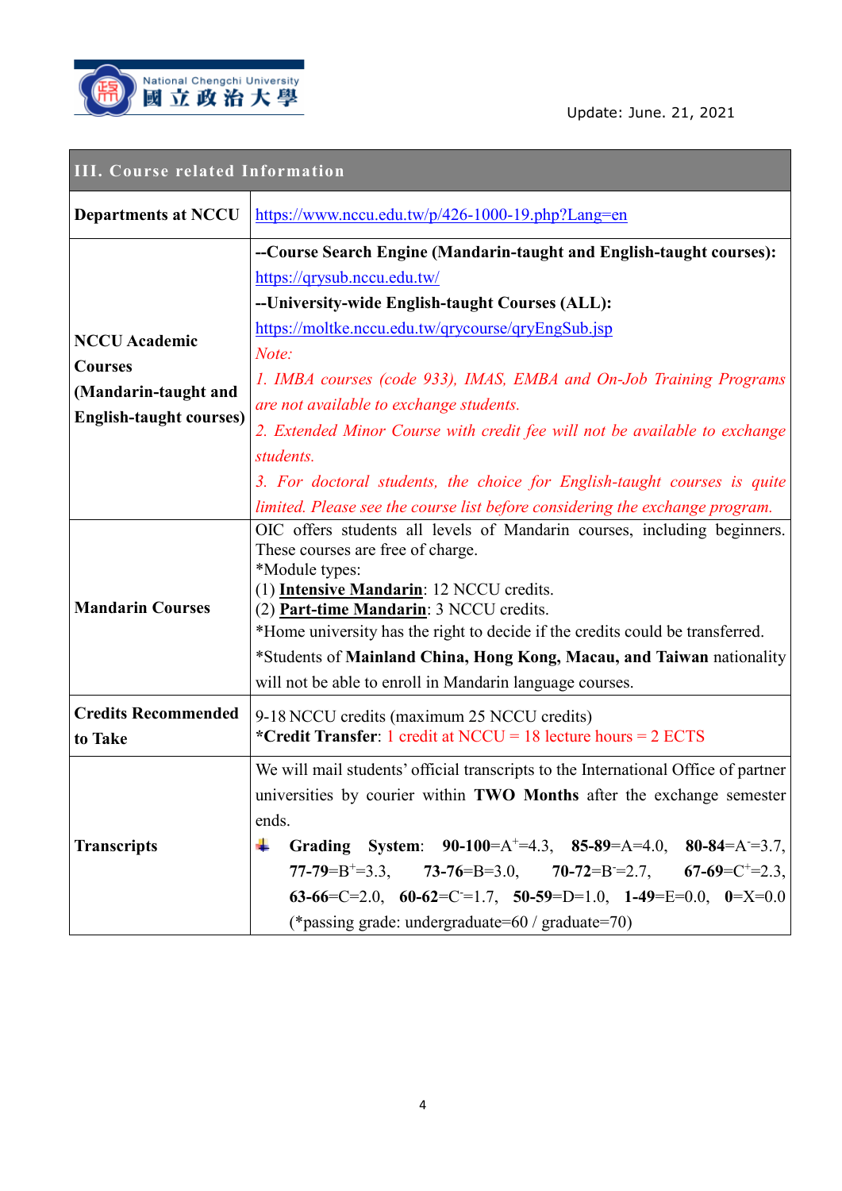| III. Course related Information | |
|---|---|
| **Departments at NCCU** | https://www.nccu.edu.tw/p/426-1000-19.php?Lang=en |
| **NCCU Academic Courses (Mandarin-taught and English-taught courses)** | **--Course Search Engine (Mandarin-taught and English-taught courses):** https://qrysub.nccu.edu.tw/ <br> **--University-wide English-taught Courses (ALL):** https://moltke.nccu.edu.tw/qrycourse/qryEngSub.jsp <br> *Note:* <br> *1. IMBA courses (code 933), IMAS, EMBA and On-Job Training Programs are not available to exchange students.* <br> *2. Extended Minor Course with credit fee will not be available to exchange students.* <br> *3. For doctoral students, the choice for English-taught courses is quite limited. Please see the course list before considering the exchange program.* |
| **Mandarin Courses** | OIC offers students all levels of Mandarin courses, including beginners. These courses are free of charge. <br> *Module types: <br> (1) **Intensive Mandarin**: 12 NCCU credits. <br> (2) **Part-time Mandarin**: 3 NCCU credits. <br> *Home university has the right to decide if the credits could be transferred. <br> *Students of **Mainland China, Hong Kong, Macau, and Taiwan** nationality will not be able to enroll in Mandarin language courses. |
| **Credits Recommended to Take** | 9-18 NCCU credits (maximum 25 NCCU credits) <br> ***Credit Transfer**: 1 credit at NCCU = 18 lecture hours = 2 ECTS |
| **Transcripts** | We will mail students' official transcripts to the International Office of partner universities by courier within **TWO Months** after the exchange semester ends. <br> - **Grading System**: **90-100**=A+=4.3, **85-89**=A=4.0, **80-84**=A-=3.7, **77-79**=B+=3.3, **73-76**=B=3.0, **70-72**=B-=2.7, **67-69**=C+=2.3, **63-66**=C=2.0, **60-62**=C-=1.7, **50-59**=D=1.0, **1-49**=E=0.0, **0**=X=0.0 (*passing grade: undergraduate=60 / graduate=70) |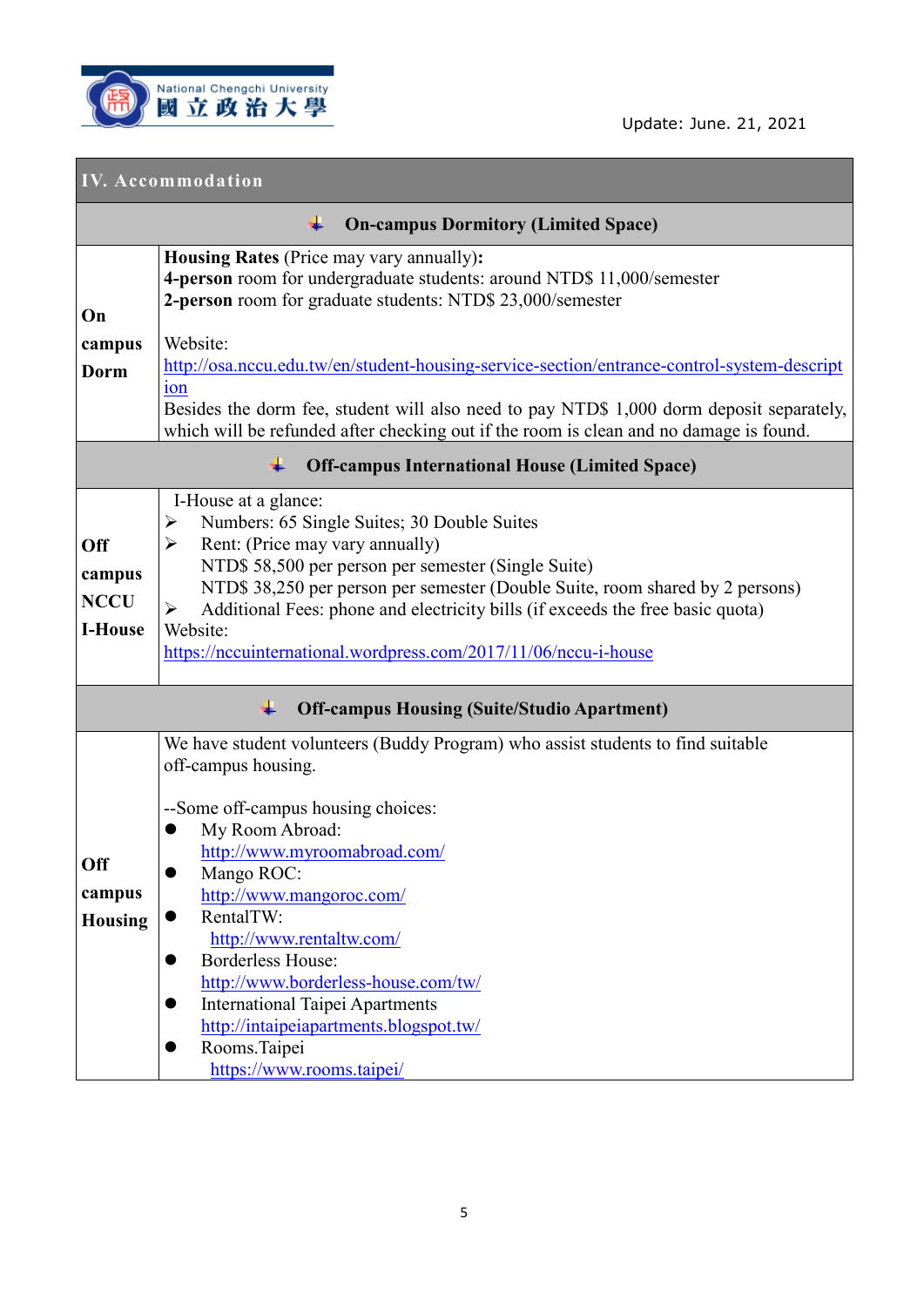## IV. Accommodation

### On-campus Dormitory (Limited Space)

| | |
|---|---|
| **On campus Dorm** | **Housing Rates** (Price may vary annually)**:**<br>**4-person** room for undergraduate students: around NTD$ 11,000/semester<br>**2-person** room for graduate students: NTD$ 23,000/semester<br><br>Website:<br>http://osa.nccu.edu.tw/en/student-housing-service-section/entrance-control-system-description<br>Besides the dorm fee, student will also need to pay NTD$ 1,000 dorm deposit separately, which will be refunded after checking out if the room is clean and no damage is found. |

### Off-campus International House (Limited Space)

| | |
|---|---|
| **Off campus NCCU I-House** | I-House at a glance:<br>➢ Numbers: 65 Single Suites; 30 Double Suites<br>➢ Rent: (Price may vary annually)<br>NTD$ 58,500 per person per semester (Single Suite)<br>NTD$ 38,250 per person per semester (Double Suite, room shared by 2 persons)<br>➢ Additional Fees: phone and electricity bills (if exceeds the free basic quota)<br>Website:<br>https://nccuinternational.wordpress.com/2017/11/06/nccu-i-house |

### Off-campus Housing (Suite/Studio Apartment)

| | |
|---|---|
| **Off campus Housing** | We have student volunteers (Buddy Program) who assist students to find suitable off-campus housing.<br><br>--Some off-campus housing choices:<br>● My Room Abroad: http://www.myroomabroad.com/<br>● Mango ROC: http://www.mangoroc.com/<br>● RentalTW: http://www.rentaltw.com/<br>● Borderless House: http://www.borderless-house.com/tw/<br>● International Taipei Apartments http://intaipeiapartments.blogspot.tw/<br>● Rooms.Taipei https://www.rooms.taipei/ |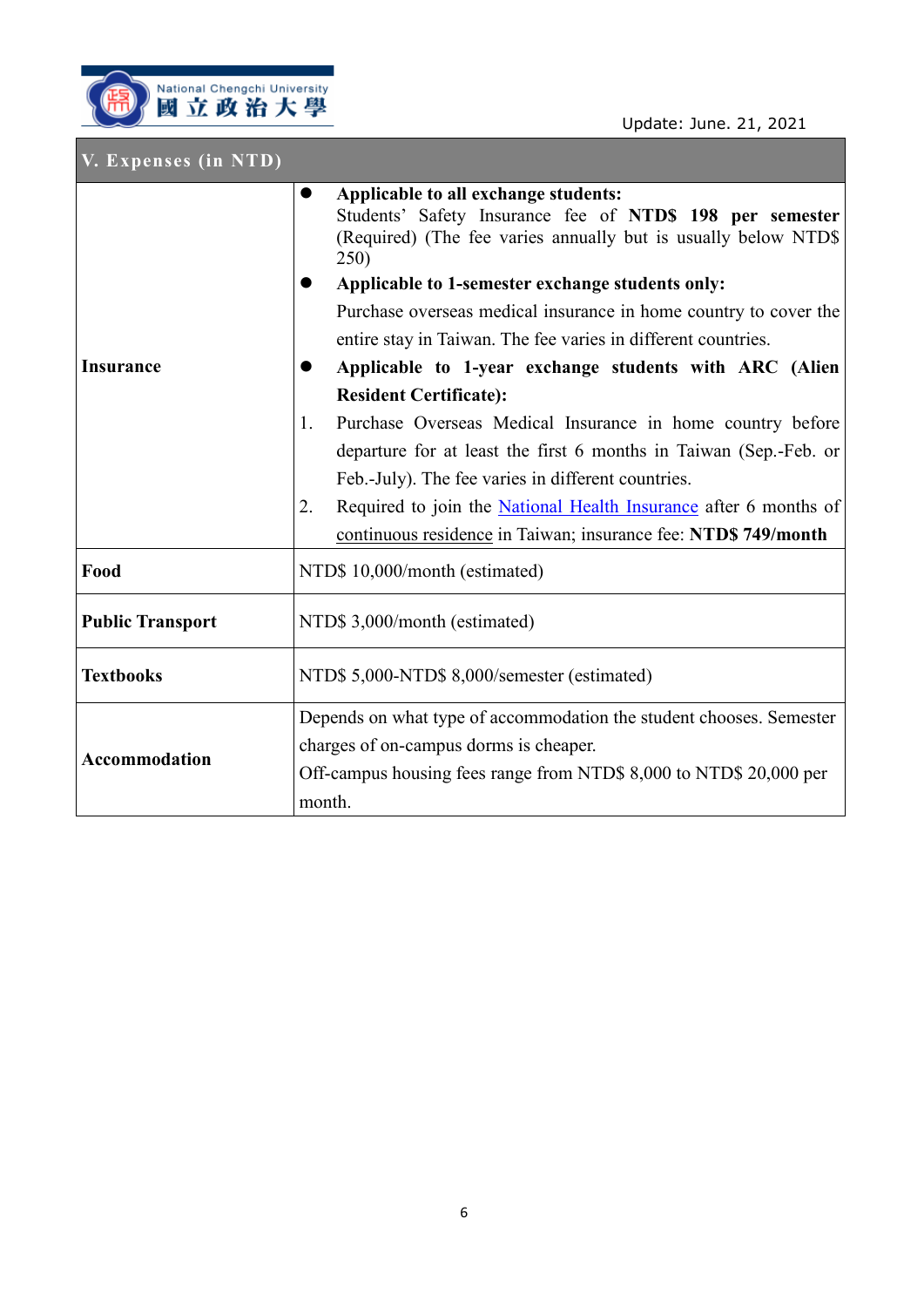Update: June. 21, 2021

## V. Expenses (in NTD)

| | |
|---|---|
| **Insurance** | ● **Applicable to all exchange students:** Students' Safety Insurance fee of **NTD$ 198 per semester** (Required) (The fee varies annually but is usually below NTD$ 250)<br>● **Applicable to 1-semester exchange students only:** Purchase overseas medical insurance in home country to cover the entire stay in Taiwan. The fee varies in different countries.<br>● **Applicable to 1-year exchange students with ARC (Alien Resident Certificate):**<br>1. Purchase Overseas Medical Insurance in home country before departure for at least the first 6 months in Taiwan (Sep.-Feb. or Feb.-July). The fee varies in different countries.<br>2. Required to join the National Health Insurance after 6 months of continuous residence in Taiwan; insurance fee: **NTD$ 749/month** |
| **Food** | NTD$ 10,000/month (estimated) |
| **Public Transport** | NTD$ 3,000/month (estimated) |
| **Textbooks** | NTD$ 5,000-NTD$ 8,000/semester (estimated) |
| **Accommodation** | Depends on what type of accommodation the student chooses. Semester charges of on-campus dorms is cheaper.<br>Off-campus housing fees range from NTD$ 8,000 to NTD$ 20,000 per month. |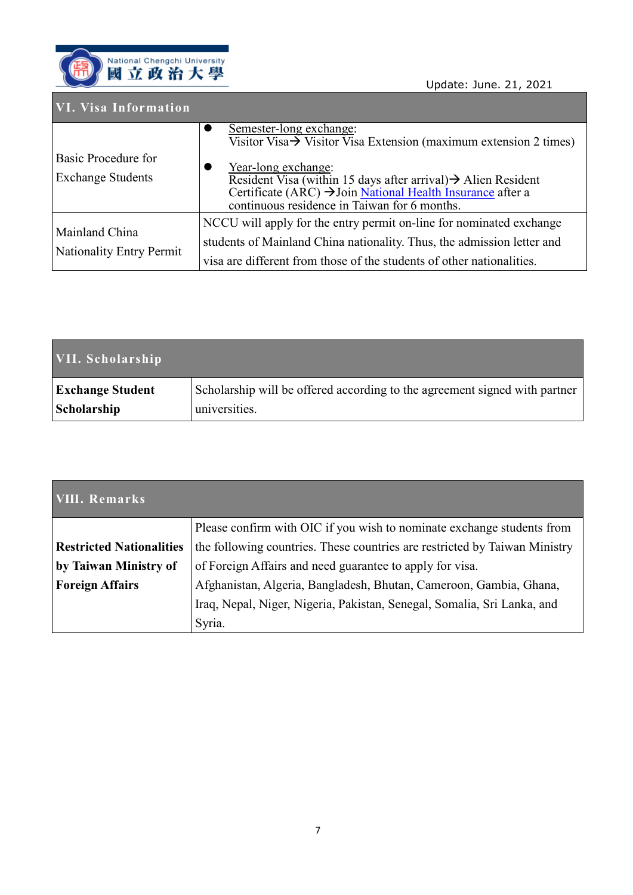| VI. Visa Information | |
|---|---|
| Basic Procedure for Exchange Students | ● Semester-long exchange: Visitor Visa→ Visitor Visa Extension (maximum extension 2 times)<br>● Year-long exchange: Resident Visa (within 15 days after arrival)→ Alien Resident Certificate (ARC) →Join National Health Insurance after a continuous residence in Taiwan for 6 months. |
| Mainland China Nationality Entry Permit | NCCU will apply for the entry permit on-line for nominated exchange students of Mainland China nationality. Thus, the admission letter and visa are different from those of the students of other nationalities. |

| VII. Scholarship | |
|---|---|
| **Exchange Student Scholarship** | Scholarship will be offered according to the agreement signed with partner universities. |

| VIII. Remarks | |
|---|---|
| **Restricted Nationalities by Taiwan Ministry of Foreign Affairs** | Please confirm with OIC if you wish to nominate exchange students from the following countries. These countries are restricted by Taiwan Ministry of Foreign Affairs and need guarantee to apply for visa.<br>Afghanistan, Algeria, Bangladesh, Bhutan, Cameroon, Gambia, Ghana, Iraq, Nepal, Niger, Nigeria, Pakistan, Senegal, Somalia, Sri Lanka, and Syria. |